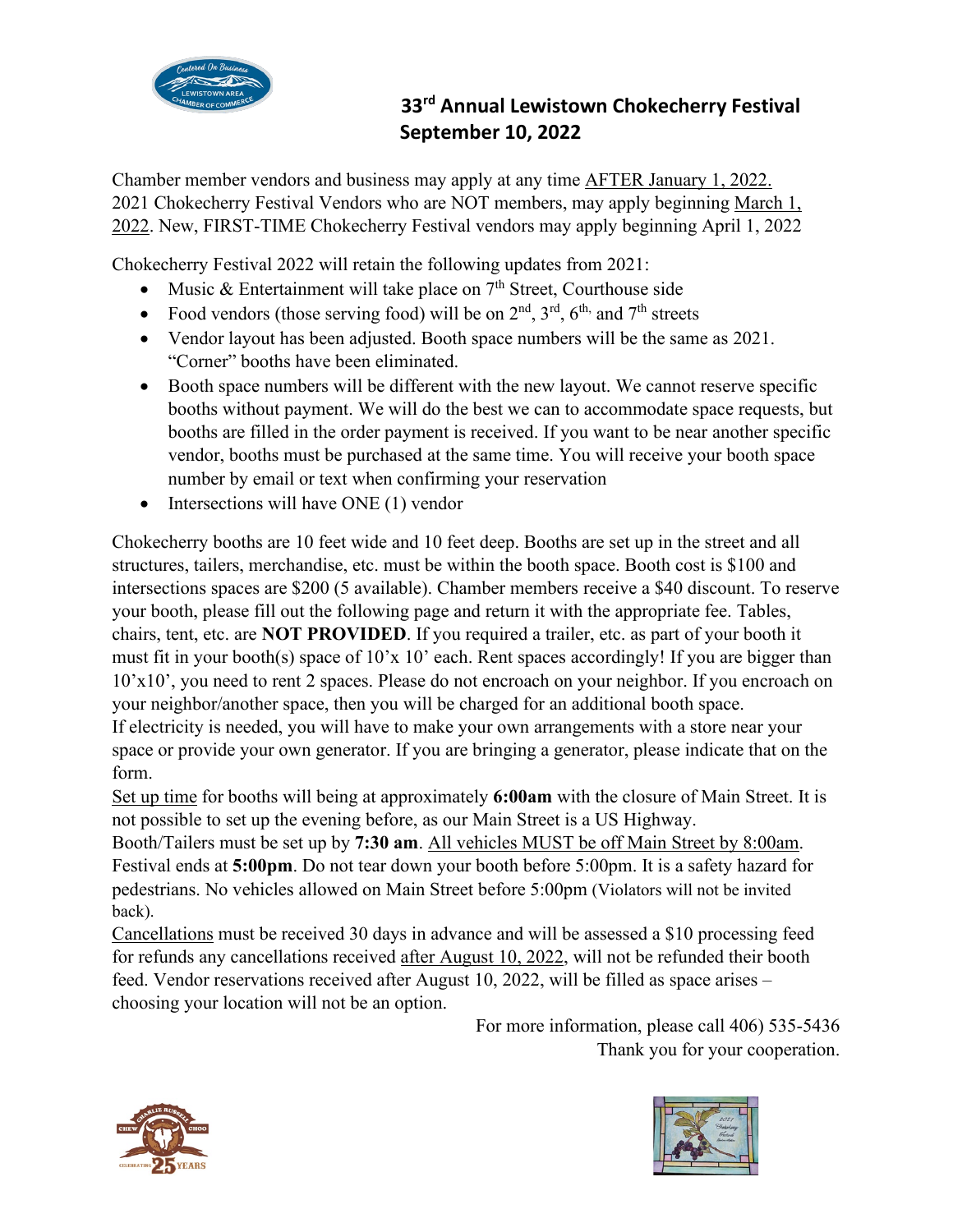# 33rd Annual Lewistown Chokecherry Festival
## September 10, 2022

Chamber member vendors and business may apply at any time AFTER January 1, 2022. 2021 Chokecherry Festival Vendors who are NOT members, may apply beginning March 1, 2022. New, FIRST-TIME Chokecherry Festival vendors may apply beginning April 1, 2022

Chokecherry Festival 2022 will retain the following updates from 2021:

- Music & Entertainment will take place on 7th Street, Courthouse side
- Food vendors (those serving food) will be on 2nd, 3rd, 6th, and 7th streets
- Vendor layout has been adjusted. Booth space numbers will be the same as 2021. "Corner" booths have been eliminated.
- Booth space numbers will be different with the new layout. We cannot reserve specific booths without payment. We will do the best we can to accommodate space requests, but booths are filled in the order payment is received. If you want to be near another specific vendor, booths must be purchased at the same time. You will receive your booth space number by email or text when confirming your reservation
- Intersections will have ONE (1) vendor

Chokecherry booths are 10 feet wide and 10 feet deep. Booths are set up in the street and all structures, tailers, merchandise, etc. must be within the booth space. Booth cost is $100 and intersections spaces are $200 (5 available). Chamber members receive a $40 discount. To reserve your booth, please fill out the following page and return it with the appropriate fee. Tables, chairs, tent, etc. are **NOT PROVIDED**. If you required a trailer, etc. as part of your booth it must fit in your booth(s) space of 10'x 10' each. Rent spaces accordingly! If you are bigger than 10'x10', you need to rent 2 spaces. Please do not encroach on your neighbor. If you encroach on your neighbor/another space, then you will be charged for an additional booth space.
If electricity is needed, you will have to make your own arrangements with a store near your space or provide your own generator. If you are bringing a generator, please indicate that on the form.
Set up time for booths will being at approximately **6:00am** with the closure of Main Street. It is not possible to set up the evening before, as our Main Street is a US Highway.
Booth/Tailers must be set up by **7:30 am**. All vehicles MUST be off Main Street by 8:00am. Festival ends at **5:00pm**. Do not tear down your booth before 5:00pm. It is a safety hazard for pedestrians. No vehicles allowed on Main Street before 5:00pm (Violators will not be invited back).
Cancellations must be received 30 days in advance and will be assessed a $10 processing feed for refunds any cancellations received after August 10, 2022, will not be refunded their booth feed. Vendor reservations received after August 10, 2022, will be filled as space arises – choosing your location will not be an option.

For more information, please call 406) 535-5436
Thank you for your cooperation.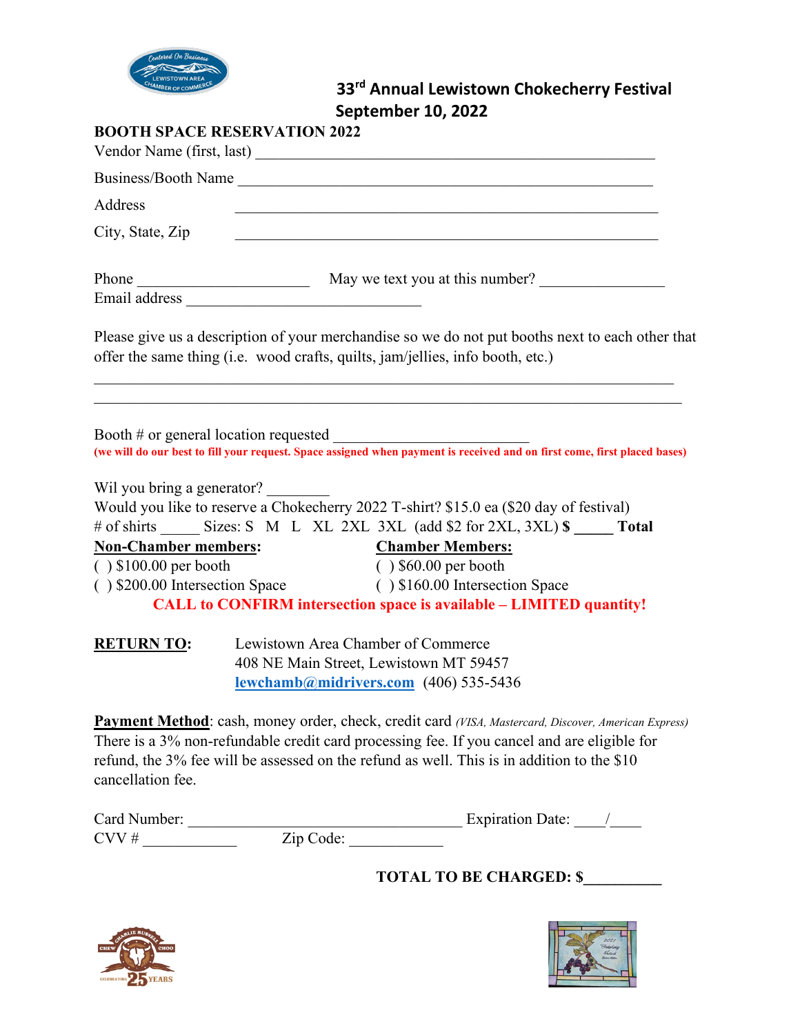# 33rd Annual Lewistown Chokecherry Festival

## September 10, 2022

**BOOTH SPACE RESERVATION 2022**

Vendor Name (first, last) ______________________________________________________

Business/Booth Name ______________________________________________________

Address ______________________________________________________

City, State, Zip ______________________________________________________

Phone ______________________ May we text you at this number? _______________

Email address ______________________________

Please give us a description of your merchandise so we do not put booths next to each other that offer the same thing (i.e. wood crafts, quilts, jam/jellies, info booth, etc.)

__________________________________________________________________________

__________________________________________________________________________

Booth # or general location requested _________________________

**(we will do our best to fill your request. Space assigned when payment is received and on first come, first placed bases)**

Wil you bring a generator? ________

Would you like to reserve a Chokecherry 2022 T-shirt? $15.0 ea ($20 day of festival)

\# of shirts _____ Sizes: S M L XL 2XL 3XL (add $2 for 2XL, 3XL) **$ _____ Total**

**Non-Chamber members:**

( ) $100.00 per booth

( ) $200.00 Intersection Space

**Chamber Members:**

( ) $60.00 per booth

( ) $160.00 Intersection Space

**CALL to CONFIRM intersection space is available – LIMITED quantity!**

**RETURN TO:** Lewistown Area Chamber of Commerce
408 NE Main Street, Lewistown MT 59457
lewchamb@midrivers.com (406) 535-5436

**Payment Method**: cash, money order, check, credit card *(VISA, Mastercard, Discover, American Express)*
There is a 3% non-refundable credit card processing fee. If you cancel and are eligible for refund, the 3% fee will be assessed on the refund as well. This is in addition to the $10 cancellation fee.

Card Number: ____________________________________ Expiration Date: ____/____

CVV # ____________ Zip Code: ____________

**TOTAL TO BE CHARGED: $__________**